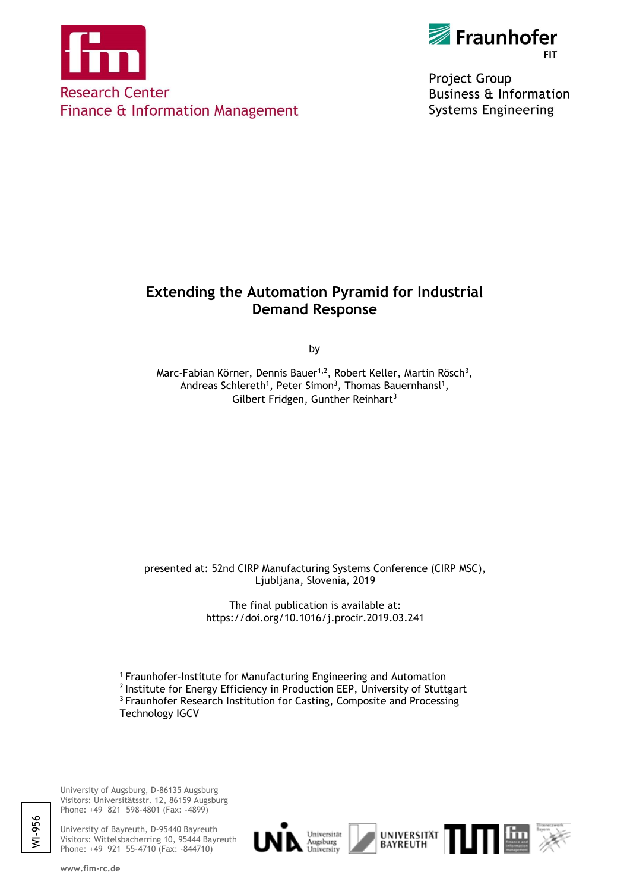Research Center
Finance & Information Management

Fraunhofer
FIT

Project Group
Business & Information
Systems Engineering

# Extending the Automation Pyramid for Industrial Demand Response

by

Marc-Fabian Körner, Dennis Bauer[1,2], Robert Keller, Martin Rösch[3], Andreas Schlereth[1], Peter Simon[3], Thomas Bauernhansl[1], Gilbert Fridgen, Gunther Reinhart[3]

presented at: 52nd CIRP Manufacturing Systems Conference (CIRP MSC), Ljubljana, Slovenia, 2019

The final publication is available at:
https://doi.org/10.1016/j.procir.2019.03.241

[1] Fraunhofer-Institute for Manufacturing Engineering and Automation
[2] Institute for Energy Efficiency in Production EEP, University of Stuttgart
[3] Fraunhofer Research Institution for Casting, Composite and Processing Technology IGCV

University of Augsburg, D-86135 Augsburg
Visitors: Universitätsstr. 12, 86159 Augsburg
Phone: +49 821 598-4801 (Fax: -4899)

University of Bayreuth, D-95440 Bayreuth
Visitors: Wittelsbacherring 10, 95444 Bayreuth
Phone: +49 921 55-4710 (Fax: -844710)

WI-956

www.fim-rc.de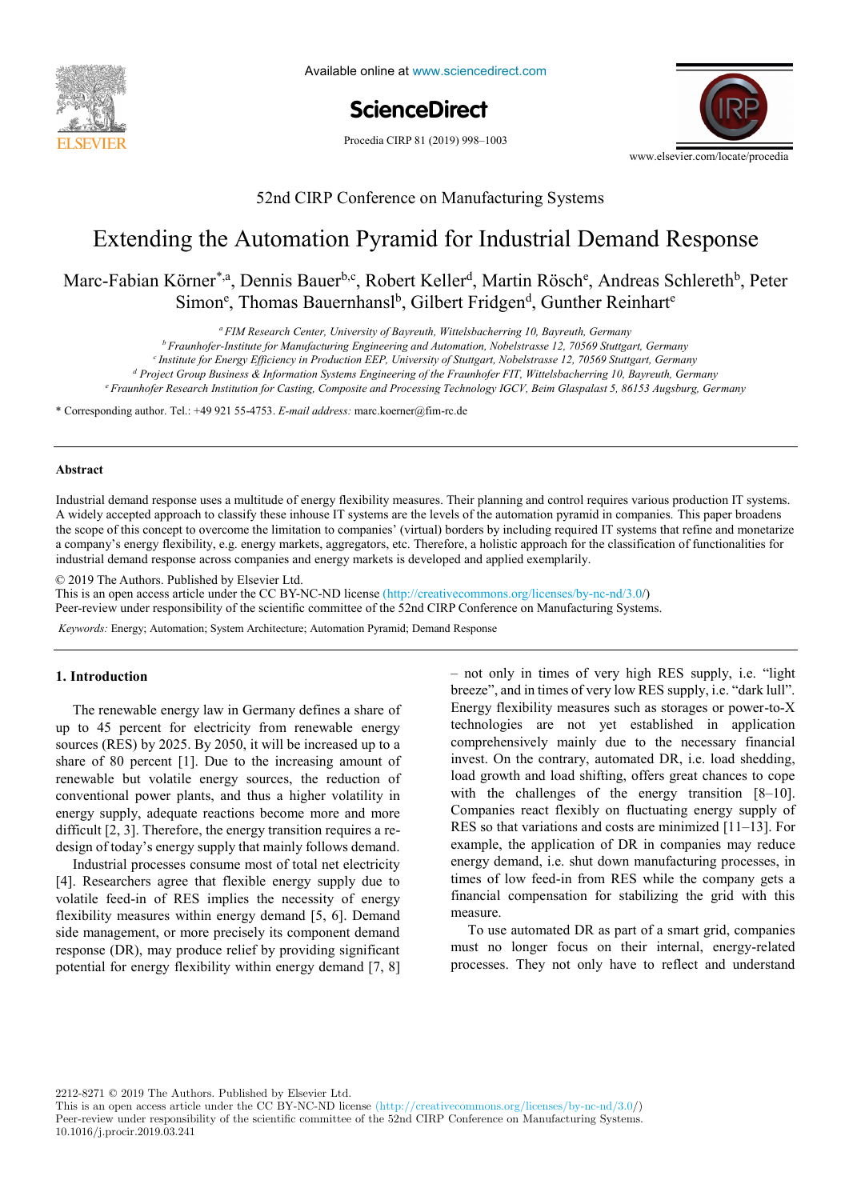# Extending the Automation Pyramid for Industrial Demand Response

Marc-Fabian Körner[*,a], Dennis Bauer[b,c], Robert Keller[d], Martin Rösch[e], Andreas Schlereth[b], Peter Simon[e], Thomas Bauernhansl[b], Gilbert Fridgen[d], Gunther Reinhart[e]

[a] *FIM Research Center, University of Bayreuth, Wittelsbacherring 10, Bayreuth, Germany*
[b] *Fraunhofer-Institute for Manufacturing Engineering and Automation, Nobelstrasse 12, 70569 Stuttgart, Germany*
[c] *Institute for Energy Efficiency in Production EEP, University of Stuttgart, Nobelstrasse 12, 70569 Stuttgart, Germany*
[d] *Project Group Business & Information Systems Engineering of the Fraunhofer FIT, Wittelsbacherring 10, Bayreuth, Germany*
[e] *Fraunhofer Research Institution for Casting, Composite and Processing Technology IGCV, Beim Glaspalast 5, 86153 Augsburg, Germany*

* Corresponding author. Tel.: +49 921 55-4753. *E-mail address:* marc.koerner@fim-rc.de

## Abstract

Industrial demand response uses a multitude of energy flexibility measures. Their planning and control requires various production IT systems. A widely accepted approach to classify these inhouse IT systems are the levels of the automation pyramid in companies. This paper broadens the scope of this concept to overcome the limitation to companies' (virtual) borders by including required IT systems that refine and monetarize a company's energy flexibility, e.g. energy markets, aggregators, etc. Therefore, a holistic approach for the classification of functionalities for industrial demand response across companies and energy markets is developed and applied exemplarily.

© 2019 The Authors. Published by Elsevier Ltd.
This is an open access article under the CC BY-NC-ND license (http://creativecommons.org/licenses/by-nc-nd/3.0/)
Peer-review under responsibility of the scientific committee of the 52nd CIRP Conference on Manufacturing Systems.

*Keywords:* Energy; Automation; System Architecture; Automation Pyramid; Demand Response

## 1. Introduction

The renewable energy law in Germany defines a share of up to 45 percent for electricity from renewable energy sources (RES) by 2025. By 2050, it will be increased up to a share of 80 percent [1]. Due to the increasing amount of renewable but volatile energy sources, the reduction of conventional power plants, and thus a higher volatility in energy supply, adequate reactions become more and more difficult [2, 3]. Therefore, the energy transition requires a re-design of today's energy supply that mainly follows demand.

Industrial processes consume most of total net electricity [4]. Researchers agree that flexible energy supply due to volatile feed-in of RES implies the necessity of energy flexibility measures within energy demand [5, 6]. Demand side management, or more precisely its component demand response (DR), may produce relief by providing significant potential for energy flexibility within energy demand [7, 8] – not only in times of very high RES supply, i.e. "light breeze", and in times of very low RES supply, i.e. "dark lull". Energy flexibility measures such as storages or power-to-X technologies are not yet established in application comprehensively mainly due to the necessary financial invest. On the contrary, automated DR, i.e. load shedding, load growth and load shifting, offers great chances to cope with the challenges of the energy transition [8–10]. Companies react flexibly on fluctuating energy supply of RES so that variations and costs are minimized [11–13]. For example, the application of DR in companies may reduce energy demand, i.e. shut down manufacturing processes, in times of low feed-in from RES while the company gets a financial compensation for stabilizing the grid with this measure.

To use automated DR as part of a smart grid, companies must no longer focus on their internal, energy-related processes. They not only have to reflect and understand

2212-8271 © 2019 The Authors. Published by Elsevier Ltd.
This is an open access article under the CC BY-NC-ND license (http://creativecommons.org/licenses/by-nc-nd/3.0/)
Peer-review under responsibility of the scientific committee of the 52nd CIRP Conference on Manufacturing Systems.
10.1016/j.procir.2019.03.241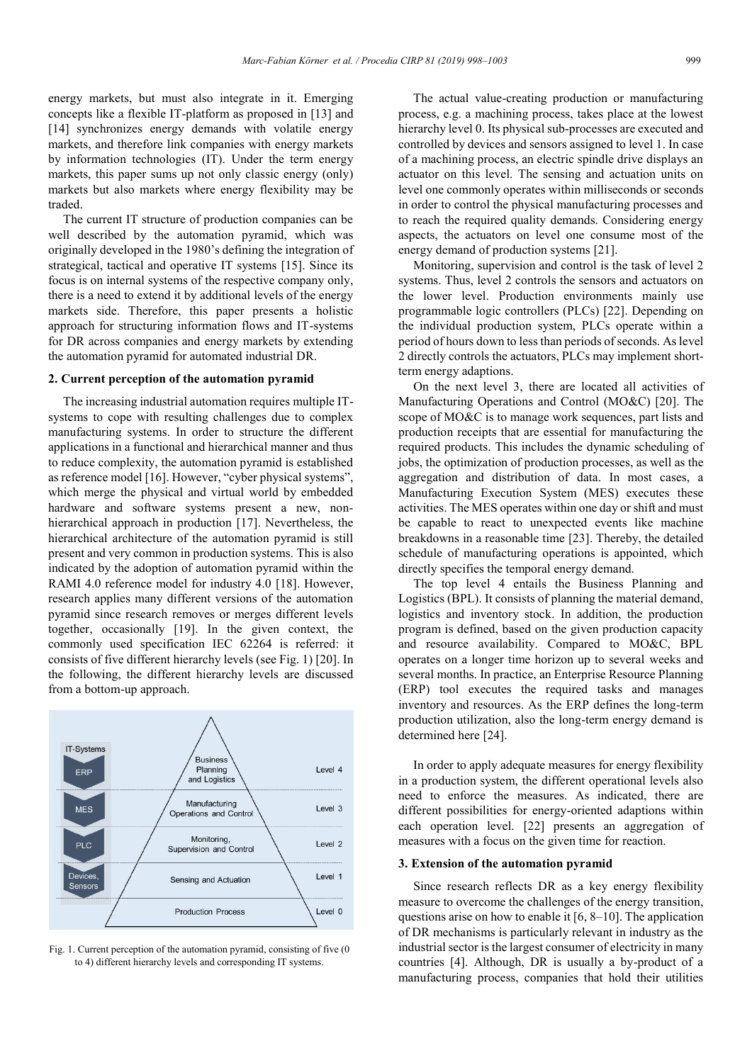energy markets, but must also integrate in it. Emerging concepts like a flexible IT-platform as proposed in [13] and [14] synchronizes energy demands with volatile energy markets, and therefore link companies with energy markets by information technologies (IT). Under the term energy markets, this paper sums up not only classic energy (only) markets but also markets where energy flexibility may be traded.

The current IT structure of production companies can be well described by the automation pyramid, which was originally developed in the 1980's defining the integration of strategical, tactical and operative IT systems [15]. Since its focus is on internal systems of the respective company only, there is a need to extend it by additional levels of the energy markets side. Therefore, this paper presents a holistic approach for structuring information flows and IT-systems for DR across companies and energy markets by extending the automation pyramid for automated industrial DR.

## 2. Current perception of the automation pyramid

The increasing industrial automation requires multiple IT-systems to cope with resulting challenges due to complex manufacturing systems. In order to structure the different applications in a functional and hierarchical manner and thus to reduce complexity, the automation pyramid is established as reference model [16]. However, "cyber physical systems", which merge the physical and virtual world by embedded hardware and software systems present a new, non-hierarchical approach in production [17]. Nevertheless, the hierarchical architecture of the automation pyramid is still present and very common in production systems. This is also indicated by the adoption of automation pyramid within the RAMI 4.0 reference model for industry 4.0 [18]. However, research applies many different versions of the automation pyramid since research removes or merges different levels together, occasionally [19]. In the given context, the commonly used specification IEC 62264 is referred: it consists of five different hierarchy levels (see Fig. 1) [20]. In the following, the different hierarchy levels are discussed from a bottom-up approach.

| IT-Systems | Automation pyramid | Level |
|---|---|---|
| ERP | Business Planning and Logistics | Level 4 |
| MES | Manufacturing Operations and Control | Level 3 |
| PLC | Monitoring, Supervision and Control | Level 2 |
| Devices, Sensors | Sensing and Actuation | Level 1 |
| | Production Process | Level 0 |

Fig. 1. Current perception of the automation pyramid, consisting of five (0 to 4) different hierarchy levels and corresponding IT systems.

The actual value-creating production or manufacturing process, e.g. a machining process, takes place at the lowest hierarchy level 0. Its physical sub-processes are executed and controlled by devices and sensors assigned to level 1. In case of a machining process, an electric spindle drive displays an actuator on this level. The sensing and actuation units on level one commonly operates within milliseconds or seconds in order to control the physical manufacturing processes and to reach the required quality demands. Considering energy aspects, the actuators on level one consume most of the energy demand of production systems [21].

Monitoring, supervision and control is the task of level 2 systems. Thus, level 2 controls the sensors and actuators on the lower level. Production environments mainly use programmable logic controllers (PLCs) [22]. Depending on the individual production system, PLCs operate within a period of hours down to less than periods of seconds. As level 2 directly controls the actuators, PLCs may implement short-term energy adaptions.

On the next level 3, there are located all activities of Manufacturing Operations and Control (MO&C) [20]. The scope of MO&C is to manage work sequences, part lists and production receipts that are essential for manufacturing the required products. This includes the dynamic scheduling of jobs, the optimization of production processes, as well as the aggregation and distribution of data. In most cases, a Manufacturing Execution System (MES) executes these activities. The MES operates within one day or shift and must be capable to react to unexpected events like machine breakdowns in a reasonable time [23]. Thereby, the detailed schedule of manufacturing operations is appointed, which directly specifies the temporal energy demand.

The top level 4 entails the Business Planning and Logistics (BPL). It consists of planning the material demand, logistics and inventory stock. In addition, the production program is defined, based on the given production capacity and resource availability. Compared to MO&C, BPL operates on a longer time horizon up to several weeks and several months. In practice, an Enterprise Resource Planning (ERP) tool executes the required tasks and manages inventory and resources. As the ERP defines the long-term production utilization, also the long-term energy demand is determined here [24].

In order to apply adequate measures for energy flexibility in a production system, the different operational levels also need to enforce the measures. As indicated, there are different possibilities for energy-oriented adaptions within each operation level. [22] presents an aggregation of measures with a focus on the given time for reaction.

## 3. Extension of the automation pyramid

Since research reflects DR as a key energy flexibility measure to overcome the challenges of the energy transition, questions arise on how to enable it [6, 8–10]. The application of DR mechanisms is particularly relevant in industry as the industrial sector is the largest consumer of electricity in many countries [4]. Although, DR is usually a by-product of a manufacturing process, companies that hold their utilities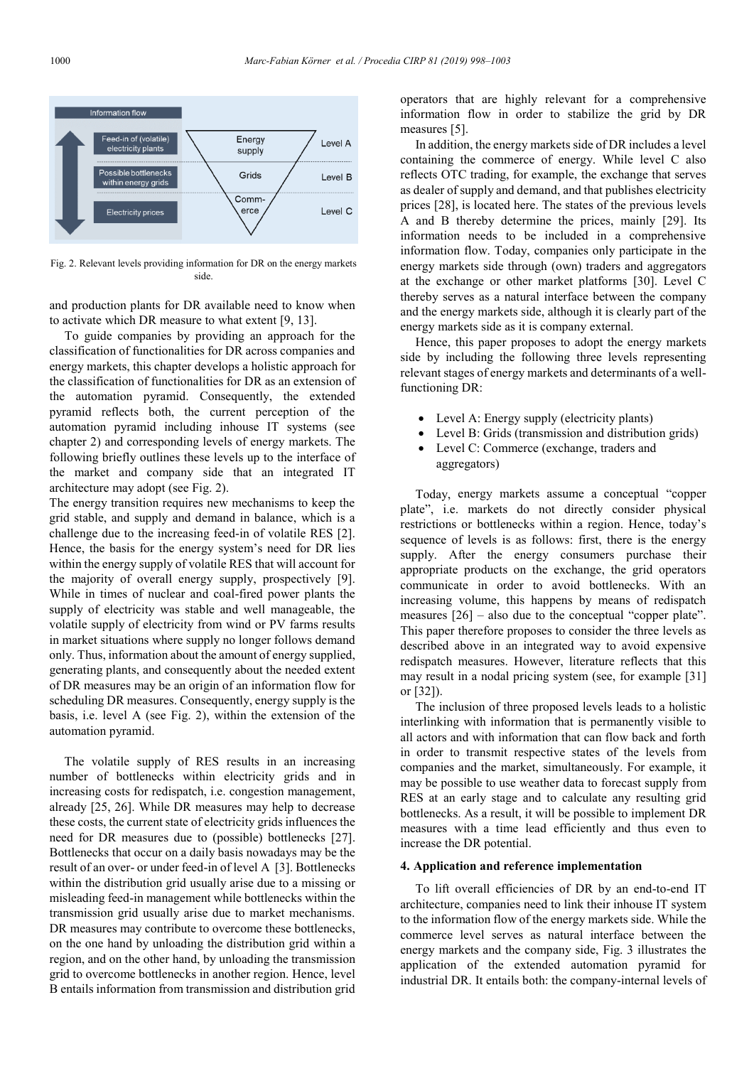Fig. 2. Relevant levels providing information for DR on the energy markets side.

and production plants for DR available need to know when to activate which DR measure to what extent [9, 13].

To guide companies by providing an approach for the classification of functionalities for DR across companies and energy markets, this chapter develops a holistic approach for the classification of functionalities for DR as an extension of the automation pyramid. Consequently, the extended pyramid reflects both, the current perception of the automation pyramid including inhouse IT systems (see chapter 2) and corresponding levels of energy markets. The following briefly outlines these levels up to the interface of the market and company side that an integrated IT architecture may adopt (see Fig. 2).

The energy transition requires new mechanisms to keep the grid stable, and supply and demand in balance, which is a challenge due to the increasing feed-in of volatile RES [2]. Hence, the basis for the energy system's need for DR lies within the energy supply of volatile RES that will account for the majority of overall energy supply, prospectively [9]. While in times of nuclear and coal-fired power plants the supply of electricity was stable and well manageable, the volatile supply of electricity from wind or PV farms results in market situations where supply no longer follows demand only. Thus, information about the amount of energy supplied, generating plants, and consequently about the needed extent of DR measures may be an origin of an information flow for scheduling DR measures. Consequently, energy supply is the basis, i.e. level A (see Fig. 2), within the extension of the automation pyramid.

The volatile supply of RES results in an increasing number of bottlenecks within electricity grids and in increasing costs for redispatch, i.e. congestion management, already [25, 26]. While DR measures may help to decrease these costs, the current state of electricity grids influences the need for DR measures due to (possible) bottlenecks [27]. Bottlenecks that occur on a daily basis nowadays may be the result of an over- or under feed-in of level A [3]. Bottlenecks within the distribution grid usually arise due to a missing or misleading feed-in management while bottlenecks within the transmission grid usually arise due to market mechanisms. DR measures may contribute to overcome these bottlenecks, on the one hand by unloading the distribution grid within a region, and on the other hand, by unloading the transmission grid to overcome bottlenecks in another region. Hence, level B entails information from transmission and distribution grid operators that are highly relevant for a comprehensive information flow in order to stabilize the grid by DR measures [5].

In addition, the energy markets side of DR includes a level containing the commerce of energy. While level C also reflects OTC trading, for example, the exchange that serves as dealer of supply and demand, and that publishes electricity prices [28], is located here. The states of the previous levels A and B thereby determine the prices, mainly [29]. Its information needs to be included in a comprehensive information flow. Today, companies only participate in the energy markets side through (own) traders and aggregators at the exchange or other market platforms [30]. Level C thereby serves as a natural interface between the company and the energy markets side, although it is clearly part of the energy markets side as it is company external.

Hence, this paper proposes to adopt the energy markets side by including the following three levels representing relevant stages of energy markets and determinants of a well-functioning DR:

- Level A: Energy supply (electricity plants)
- Level B: Grids (transmission and distribution grids)
- Level C: Commerce (exchange, traders and aggregators)

Today, energy markets assume a conceptual "copper plate", i.e. markets do not directly consider physical restrictions or bottlenecks within a region. Hence, today's sequence of levels is as follows: first, there is the energy supply. After the energy consumers purchase their appropriate products on the exchange, the grid operators communicate in order to avoid bottlenecks. With an increasing volume, this happens by means of redispatch measures [26] – also due to the conceptual "copper plate". This paper therefore proposes to consider the three levels as described above in an integrated way to avoid expensive redispatch measures. However, literature reflects that this may result in a nodal pricing system (see, for example [31] or [32]).

The inclusion of three proposed levels leads to a holistic interlinking with information that is permanently visible to all actors and with information that can flow back and forth in order to transmit respective states of the levels from companies and the market, simultaneously. For example, it may be possible to use weather data to forecast supply from RES at an early stage and to calculate any resulting grid bottlenecks. As a result, it will be possible to implement DR measures with a time lead efficiently and thus even to increase the DR potential.

## 4. Application and reference implementation

To lift overall efficiencies of DR by an end-to-end IT architecture, companies need to link their inhouse IT system to the information flow of the energy markets side. While the commerce level serves as natural interface between the energy markets and the company side, Fig. 3 illustrates the application of the extended automation pyramid for industrial DR. It entails both: the company-internal levels of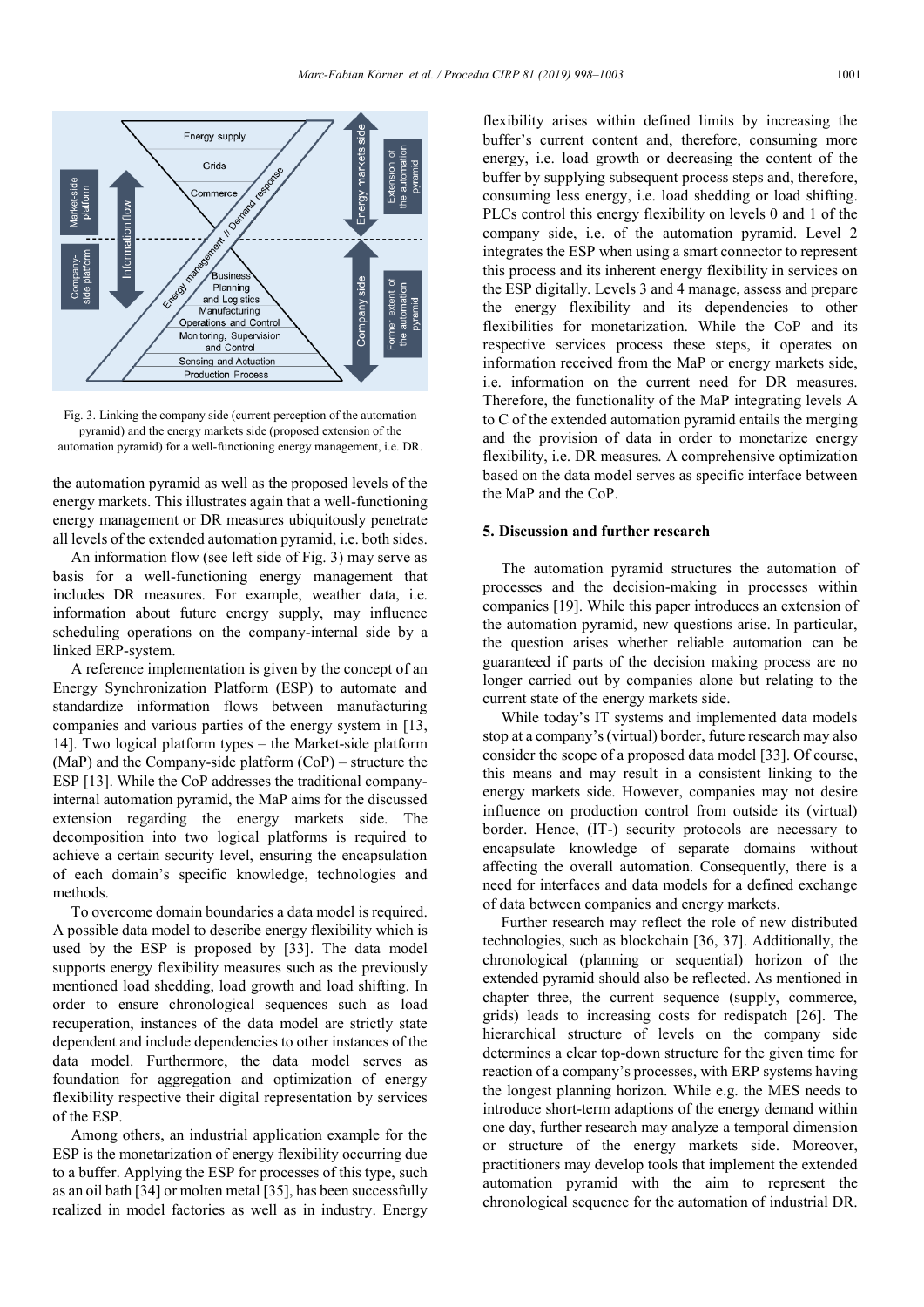Energy supply

Grids

Commerce

Energy management // Demand response

Business Planning and Logistics

Manufacturing Operations and Control

Monitoring, Supervision and Control

Sensing and Actuation

Production Process

Market-side platform

Company-side platform

Information flow

Energy markets side

Company side

Extension of the automation pyramid

Former extent of the automation pyramid

Fig. 3. Linking the company side (current perception of the automation pyramid) and the energy markets side (proposed extension of the automation pyramid) for a well-functioning energy management, i.e. DR.

the automation pyramid as well as the proposed levels of the energy markets. This illustrates again that a well-functioning energy management or DR measures ubiquitously penetrate all levels of the extended automation pyramid, i.e. both sides.

An information flow (see left side of Fig. 3) may serve as basis for a well-functioning energy management that includes DR measures. For example, weather data, i.e. information about future energy supply, may influence scheduling operations on the company-internal side by a linked ERP-system.

A reference implementation is given by the concept of an Energy Synchronization Platform (ESP) to automate and standardize information flows between manufacturing companies and various parties of the energy system in [13, 14]. Two logical platform types – the Market-side platform (MaP) and the Company-side platform (CoP) – structure the ESP [13]. While the CoP addresses the traditional company-internal automation pyramid, the MaP aims for the discussed extension regarding the energy markets side. The decomposition into two logical platforms is required to achieve a certain security level, ensuring the encapsulation of each domain's specific knowledge, technologies and methods.

To overcome domain boundaries a data model is required. A possible data model to describe energy flexibility which is used by the ESP is proposed by [33]. The data model supports energy flexibility measures such as the previously mentioned load shedding, load growth and load shifting. In order to ensure chronological sequences such as load recuperation, instances of the data model are strictly state dependent and include dependencies to other instances of the data model. Furthermore, the data model serves as foundation for aggregation and optimization of energy flexibility respective their digital representation by services of the ESP.

Among others, an industrial application example for the ESP is the monetization of energy flexibility occurring due to a buffer. Applying the ESP for processes of this type, such as an oil bath [34] or molten metal [35], has been successfully realized in model factories as well as in industry. Energy flexibility arises within defined limits by increasing the buffer's current content and, therefore, consuming more energy, i.e. load growth or decreasing the content of the buffer by supplying subsequent process steps and, therefore, consuming less energy, i.e. load shedding or load shifting. PLCs control this energy flexibility on levels 0 and 1 of the company side, i.e. of the automation pyramid. Level 2 integrates the ESP when using a smart connector to represent this process and its inherent energy flexibility in services on the ESP digitally. Levels 3 and 4 manage, assess and prepare the energy flexibility and its dependencies to other flexibilities for monetarization. While the CoP and its respective services process these steps, it operates on information received from the MaP or energy markets side, i.e. information on the current need for DR measures. Therefore, the functionality of the MaP integrating levels A to C of the extended automation pyramid entails the merging and the provision of data in order to monetarize energy flexibility, i.e. DR measures. A comprehensive optimization based on the data model serves as specific interface between the MaP and the CoP.

## 5. Discussion and further research

The automation pyramid structures the automation of processes and the decision-making in processes within companies [19]. While this paper introduces an extension of the automation pyramid, new questions arise. In particular, the question arises whether reliable automation can be guaranteed if parts of the decision making process are no longer carried out by companies alone but relating to the current state of the energy markets side.

While today's IT systems and implemented data models stop at a company's (virtual) border, future research may also consider the scope of a proposed data model [33]. Of course, this means and may result in a consistent linking to the energy markets side. However, companies may not desire influence on production control from outside its (virtual) border. Hence, (IT-) security protocols are necessary to encapsulate knowledge of separate domains without affecting the overall automation. Consequently, there is a need for interfaces and data models for a defined exchange of data between companies and energy markets.

Further research may reflect the role of new distributed technologies, such as blockchain [36, 37]. Additionally, the chronological (planning or sequential) horizon of the extended pyramid should also be reflected. As mentioned in chapter three, the current sequence (supply, commerce, grids) leads to increasing costs for redispatch [26]. The hierarchical structure of levels on the company side determines a clear top-down structure for the given time for reaction of a company's processes, with ERP systems having the longest planning horizon. While e.g. the MES needs to introduce short-term adaptions of the energy demand within one day, further research may analyze a temporal dimension or structure of the energy markets side. Moreover, practitioners may develop tools that implement the extended automation pyramid with the aim to represent the chronological sequence for the automation of industrial DR.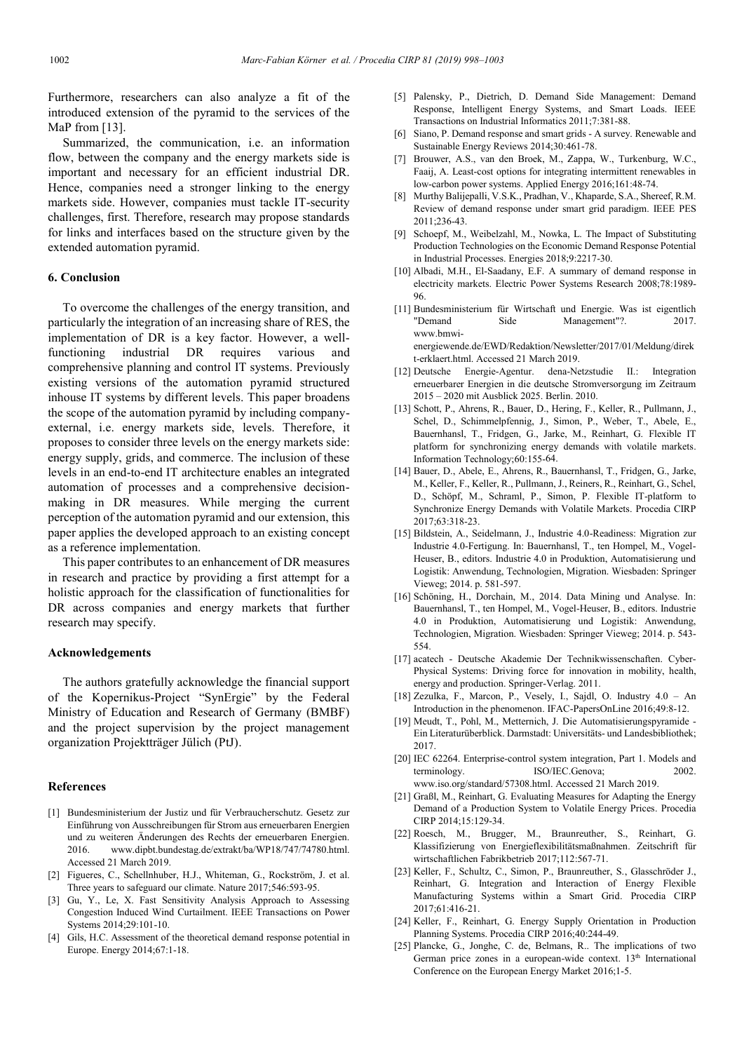Furthermore, researchers can also analyze a fit of the introduced extension of the pyramid to the services of the MaP from [13].

Summarized, the communication, i.e. an information flow, between the company and the energy markets side is important and necessary for an efficient industrial DR. Hence, companies need a stronger linking to the energy markets side. However, companies must tackle IT-security challenges, first. Therefore, research may propose standards for links and interfaces based on the structure given by the extended automation pyramid.

## 6. Conclusion

To overcome the challenges of the energy transition, and particularly the integration of an increasing share of RES, the implementation of DR is a key factor. However, a well-functioning industrial DR requires various and comprehensive planning and control IT systems. Previously existing versions of the automation pyramid structured inhouse IT systems by different levels. This paper broadens the scope of the automation pyramid by including company-external, i.e. energy markets side, levels. Therefore, it proposes to consider three levels on the energy markets side: energy supply, grids, and commerce. The inclusion of these levels in an end-to-end IT architecture enables an integrated automation of processes and a comprehensive decision-making in DR measures. While merging the current perception of the automation pyramid and our extension, this paper applies the developed approach to an existing concept as a reference implementation.

This paper contributes to an enhancement of DR measures in research and practice by providing a first attempt for a holistic approach for the classification of functionalities for DR across companies and energy markets that further research may specify.

## Acknowledgements

The authors gratefully acknowledge the financial support of the Kopernikus-Project "SynErgie" by the Federal Ministry of Education and Research of Germany (BMBF) and the project supervision by the project management organization Projektträger Jülich (PtJ).

## References

[1] Bundesministerium der Justiz und für Verbraucherschutz. Gesetz zur Einführung von Ausschreibungen für Strom aus erneuerbaren Energien und zu weiteren Änderungen des Rechts der erneuerbaren Energien. 2016. www.dipbt.bundestag.de/extrakt/ba/WP18/747/74780.html. Accessed 21 March 2019.

[2] Figueres, C., Schellnhuber, H.J., Whiteman, G., Rockström, J. et al. Three years to safeguard our climate. Nature 2017;546:593-95.

[3] Gu, Y., Le, X. Fast Sensitivity Analysis Approach to Assessing Congestion Induced Wind Curtailment. IEEE Transactions on Power Systems 2014;29:101-10.

[4] Gils, H.C. Assessment of the theoretical demand response potential in Europe. Energy 2014;67:1-18.

[5] Palensky, P., Dietrich, D. Demand Side Management: Demand Response, Intelligent Energy Systems, and Smart Loads. IEEE Transactions on Industrial Informatics 2011;7:381-88.

[6] Siano, P. Demand response and smart grids - A survey. Renewable and Sustainable Energy Reviews 2014;30:461-78.

[7] Brouwer, A.S., van den Broek, M., Zappa, W., Turkenburg, W.C., Faaij, A. Least-cost options for integrating intermittent renewables in low-carbon power systems. Applied Energy 2016;161:48-74.

[8] Murthy Balijepalli, V.S.K., Pradhan, V., Khaparde, S.A., Shereef, R.M. Review of demand response under smart grid paradigm. IEEE PES 2011;236-43.

[9] Schoepf, M., Weibelzahl, M., Nowka, L. The Impact of Substituting Production Technologies on the Economic Demand Response Potential in Industrial Processes. Energies 2018;9:2217-30.

[10] Albadi, M.H., El-Saadany, E.F. A summary of demand response in electricity markets. Electric Power Systems Research 2008;78:1989-96.

[11] Bundesministerium für Wirtschaft und Energie. Was ist eigentlich "Demand Side Management"?. 2017. www.bmwi-energiewende.de/EWD/Redaktion/Newsletter/2017/01/Meldung/direkt-erklaert.html. Accessed 21 March 2019.

[12] Deutsche Energie-Agentur. dena-Netzstudie II.: Integration erneuerbarer Energien in die deutsche Stromversorgung im Zeitraum 2015 – 2020 mit Ausblick 2025. Berlin. 2010.

[13] Schott, P., Ahrens, R., Bauer, D., Hering, F., Keller, R., Pullmann, J., Schel, D., Schimmelpfennig, J., Simon, P., Weber, T., Abele, E., Bauernhansl, T., Fridgen, G., Jarke, M., Reinhart, G. Flexible IT platform for synchronizing energy demands with volatile markets. Information Technology;60:155-64.

[14] Bauer, D., Abele, E., Ahrens, R., Bauernhansl, T., Fridgen, G., Jarke, M., Keller, F., Keller, R., Pullmann, J., Reiners, R., Reinhart, G., Schel, D., Schöpf, M., Schraml, P., Simon, P. Flexible IT-platform to Synchronize Energy Demands with Volatile Markets. Procedia CIRP 2017;63:318-23.

[15] Bildstein, A., Seidelmann, J., Industrie 4.0-Readiness: Migration zur Industrie 4.0-Fertigung. In: Bauernhansl, T., ten Hompel, M., Vogel-Heuser, B., editors. Industrie 4.0 in Produktion, Automatisierung und Logistik: Anwendung, Technologien, Migration. Wiesbaden: Springer Vieweg; 2014. p. 581-597.

[16] Schöning, H., Dorchain, M., 2014. Data Mining und Analyse. In: Bauernhansl, T., ten Hompel, M., Vogel-Heuser, B., editors. Industrie 4.0 in Produktion, Automatisierung und Logistik: Anwendung, Technologien, Migration. Wiesbaden: Springer Vieweg; 2014. p. 543-554.

[17] acatech - Deutsche Akademie Der Technikwissenschaften. Cyber-Physical Systems: Driving force for innovation in mobility, health, energy and production. Springer-Verlag. 2011.

[18] Zezulka, F., Marcon, P., Vesely, I., Sajdl, O. Industry 4.0 – An Introduction in the phenomenon. IFAC-PapersOnLine 2016;49:8-12.

[19] Meudt, T., Pohl, M., Metternich, J. Die Automatisierungspyramide - Ein Literaturüberblick. Darmstadt: Universitäts- und Landesbibliothek; 2017.

[20] IEC 62264. Enterprise-control system integration, Part 1. Models and terminology. ISO/IEC.Genova; 2002. www.iso.org/standard/57308.html. Accessed 21 March 2019.

[21] Graßl, M., Reinhart, G. Evaluating Measures for Adapting the Energy Demand of a Production System to Volatile Energy Prices. Procedia CIRP 2014;15:129-34.

[22] Roesch, M., Brugger, M., Braunreuther, S., Reinhart, G. Klassifizierung von Energieflexibilitätsmaßnahmen. Zeitschrift für wirtschaftlichen Fabrikbetrieb 2017;112:567-71.

[23] Keller, F., Schultz, C., Simon, P., Braunreuther, S., Glasschröder J., Reinhart, G. Integration and Interaction of Energy Flexible Manufacturing Systems within a Smart Grid. Procedia CIRP 2017;61:416-21.

[24] Keller, F., Reinhart, G. Energy Supply Orientation in Production Planning Systems. Procedia CIRP 2016;40:244-49.

[25] Plancke, G., Jonghe, C. de, Belmans, R.. The implications of two German price zones in a european-wide context. 13th International Conference on the European Energy Market 2016;1-5.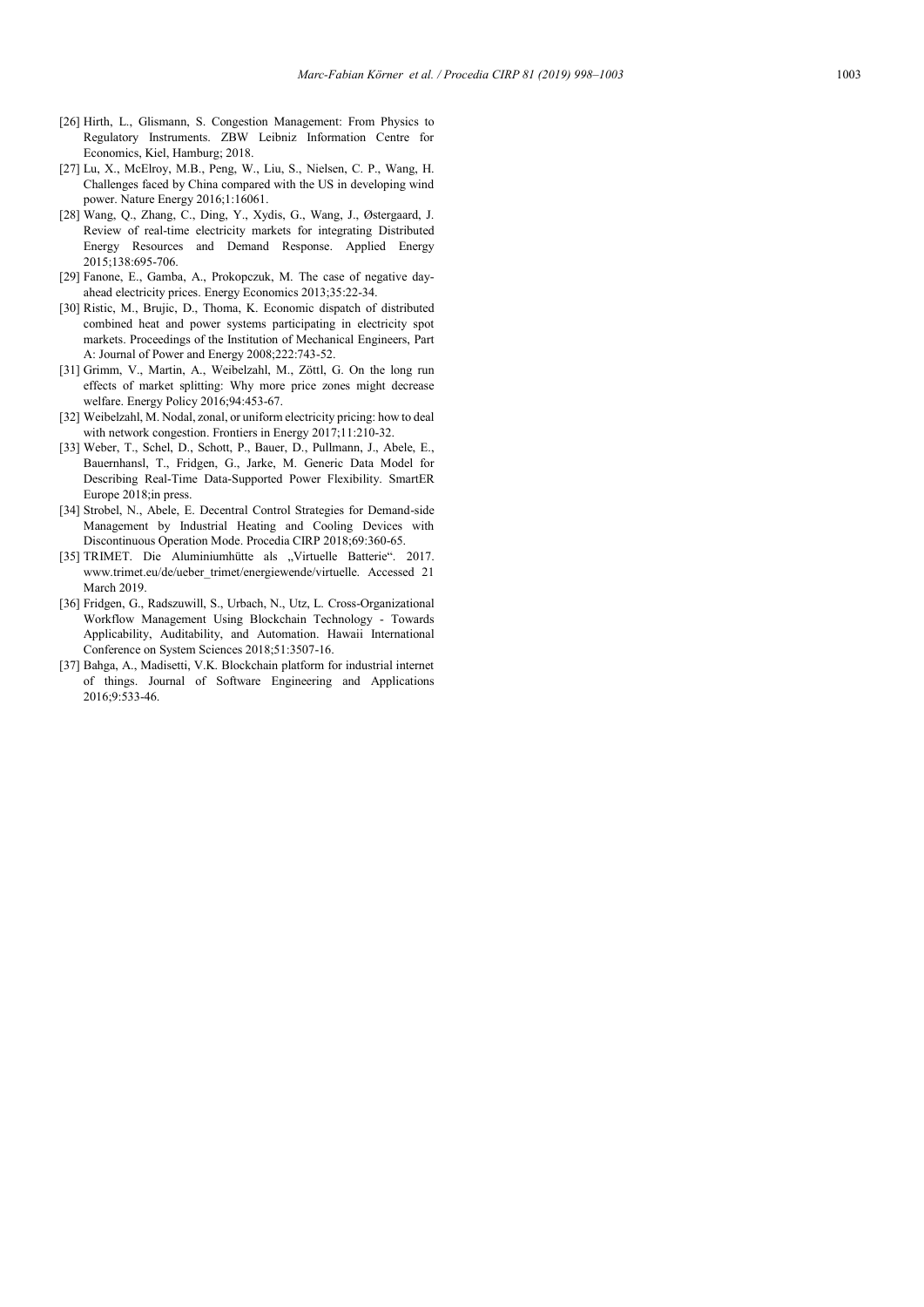[26] Hirth, L., Glismann, S. Congestion Management: From Physics to Regulatory Instruments. ZBW Leibniz Information Centre for Economics, Kiel, Hamburg; 2018.

[27] Lu, X., McElroy, M.B., Peng, W., Liu, S., Nielsen, C. P., Wang, H. Challenges faced by China compared with the US in developing wind power. Nature Energy 2016;1:16061.

[28] Wang, Q., Zhang, C., Ding, Y., Xydis, G., Wang, J., Østergaard, J. Review of real-time electricity markets for integrating Distributed Energy Resources and Demand Response. Applied Energy 2015;138:695-706.

[29] Fanone, E., Gamba, A., Prokopczuk, M. The case of negative day-ahead electricity prices. Energy Economics 2013;35:22-34.

[30] Ristic, M., Brujic, D., Thoma, K. Economic dispatch of distributed combined heat and power systems participating in electricity spot markets. Proceedings of the Institution of Mechanical Engineers, Part A: Journal of Power and Energy 2008;222:743-52.

[31] Grimm, V., Martin, A., Weibelzahl, M., Zöttl, G. On the long run effects of market splitting: Why more price zones might decrease welfare. Energy Policy 2016;94:453-67.

[32] Weibelzahl, M. Nodal, zonal, or uniform electricity pricing: how to deal with network congestion. Frontiers in Energy 2017;11:210-32.

[33] Weber, T., Schel, D., Schott, P., Bauer, D., Pullmann, J., Abele, E., Bauernhansl, T., Fridgen, G., Jarke, M. Generic Data Model for Describing Real-Time Data-Supported Power Flexibility. SmartER Europe 2018;in press.

[34] Strobel, N., Abele, E. Decentral Control Strategies for Demand-side Management by Industrial Heating and Cooling Devices with Discontinuous Operation Mode. Procedia CIRP 2018;69:360-65.

[35] TRIMET. Die Aluminiumhütte als „Virtuelle Batterie". 2017. www.trimet.eu/de/ueber_trimet/energiewende/virtuelle. Accessed 21 March 2019.

[36] Fridgen, G., Radszuwill, S., Urbach, N., Utz, L. Cross-Organizational Workflow Management Using Blockchain Technology - Towards Applicability, Auditability, and Automation. Hawaii International Conference on System Sciences 2018;51:3507-16.

[37] Bahga, A., Madisetti, V.K. Blockchain platform for industrial internet of things. Journal of Software Engineering and Applications 2016;9:533-46.